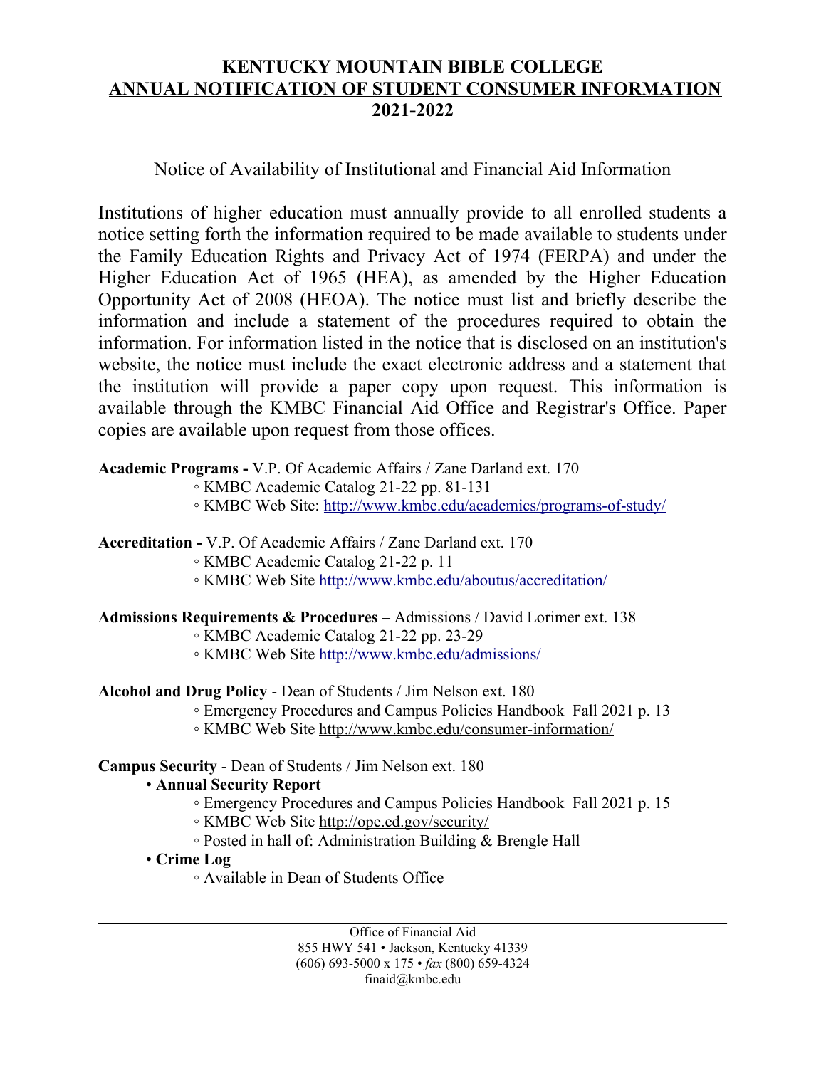# KENTUCKY MOUNTAIN BIBLE COLLEGE
## ANNUAL NOTIFICATION OF STUDENT CONSUMER INFORMATION
## 2021-2022

Notice of Availability of Institutional and Financial Aid Information

Institutions of higher education must annually provide to all enrolled students a notice setting forth the information required to be made available to students under the Family Education Rights and Privacy Act of 1974 (FERPA) and under the Higher Education Act of 1965 (HEA), as amended by the Higher Education Opportunity Act of 2008 (HEOA). The notice must list and briefly describe the information and include a statement of the procedures required to obtain the information. For information listed in the notice that is disclosed on an institution's website, the notice must include the exact electronic address and a statement that the institution will provide a paper copy upon request. This information is available through the KMBC Financial Aid Office and Registrar's Office. Paper copies are available upon request from those offices.

**Academic Programs -** V.P. Of Academic Affairs / Zane Darland ext. 170
- KMBC Academic Catalog 21-22 pp. 81-131
- KMBC Web Site: http://www.kmbc.edu/academics/programs-of-study/

**Accreditation -** V.P. Of Academic Affairs / Zane Darland ext. 170
- KMBC Academic Catalog 21-22 p. 11
- KMBC Web Site http://www.kmbc.edu/aboutus/accreditation/

**Admissions Requirements & Procedures –** Admissions / David Lorimer ext. 138
- KMBC Academic Catalog 21-22 pp. 23-29
- KMBC Web Site http://www.kmbc.edu/admissions/

**Alcohol and Drug Policy** - Dean of Students / Jim Nelson ext. 180
- Emergency Procedures and Campus Policies Handbook Fall 2021 p. 13
- KMBC Web Site http://www.kmbc.edu/consumer-information/

**Campus Security** - Dean of Students / Jim Nelson ext. 180
- **Annual Security Report**
  - Emergency Procedures and Campus Policies Handbook Fall 2021 p. 15
  - KMBC Web Site http://ope.ed.gov/security/
  - Posted in hall of: Administration Building & Brengle Hall
- **Crime Log**
  - Available in Dean of Students Office

Office of Financial Aid
855 HWY 541 • Jackson, Kentucky 41339
(606) 693-5000 x 175 • *fax* (800) 659-4324
finaid@kmbc.edu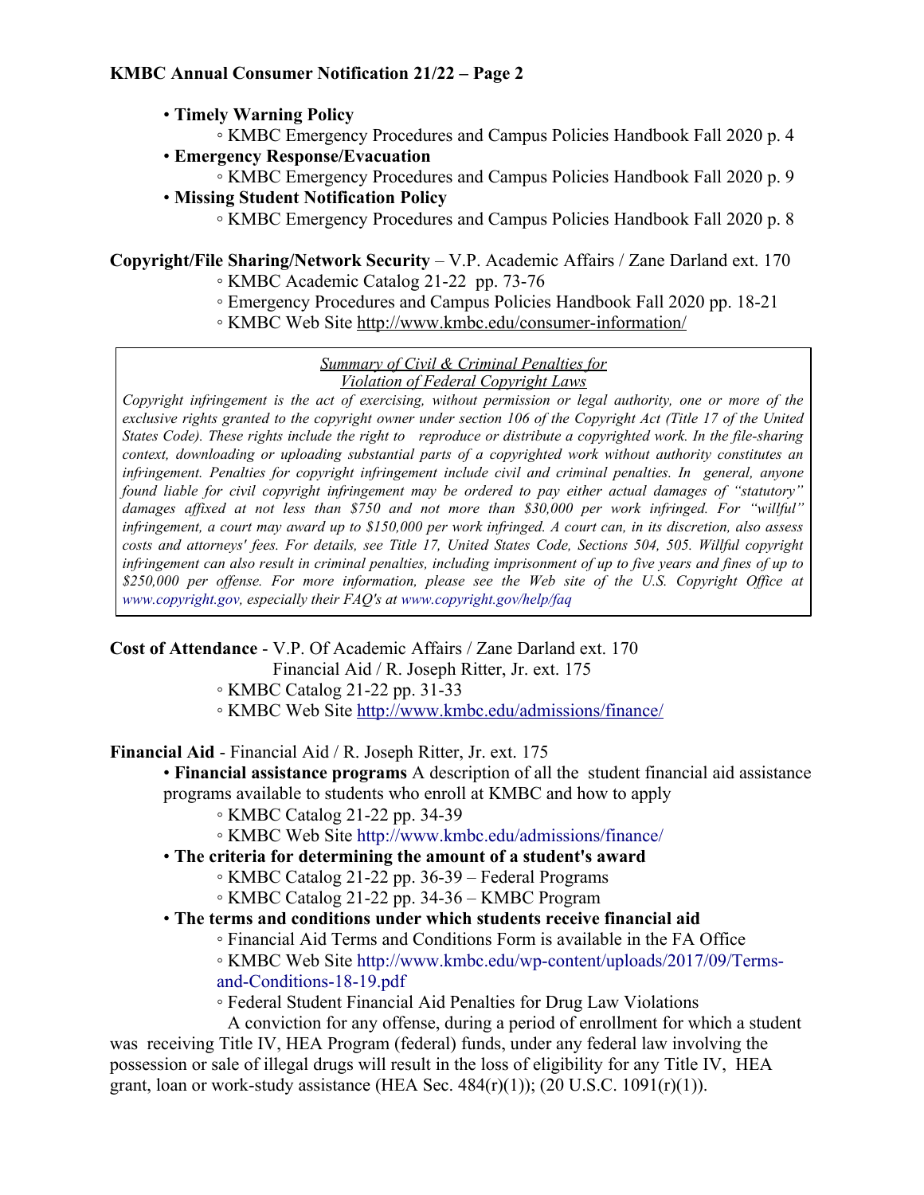- **Timely Warning Policy**
  - KMBC Emergency Procedures and Campus Policies Handbook Fall 2020 p. 4
- **Emergency Response/Evacuation**
  - KMBC Emergency Procedures and Campus Policies Handbook Fall 2020 p. 9
- **Missing Student Notification Policy**
  - KMBC Emergency Procedures and Campus Policies Handbook Fall 2020 p. 8

**Copyright/File Sharing/Network Security** – V.P. Academic Affairs / Zane Darland ext. 170

- KMBC Academic Catalog 21-22 pp. 73-76
- Emergency Procedures and Campus Policies Handbook Fall 2020 pp. 18-21
- KMBC Web Site http://www.kmbc.edu/consumer-information/

> *Summary of Civil & Criminal Penalties for Violation of Federal Copyright Laws*
>
> *Copyright infringement is the act of exercising, without permission or legal authority, one or more of the exclusive rights granted to the copyright owner under section 106 of the Copyright Act (Title 17 of the United States Code). These rights include the right to reproduce or distribute a copyrighted work. In the file-sharing context, downloading or uploading substantial parts of a copyrighted work without authority constitutes an infringement. Penalties for copyright infringement include civil and criminal penalties. In general, anyone found liable for civil copyright infringement may be ordered to pay either actual damages of "statutory" damages affixed at not less than $750 and not more than $30,000 per work infringed. For "willful" infringement, a court may award up to $150,000 per work infringed. A court can, in its discretion, also assess costs and attorneys' fees. For details, see Title 17, United States Code, Sections 504, 505. Willful copyright infringement can also result in criminal penalties, including imprisonment of up to five years and fines of up to $250,000 per offense. For more information, please see the Web site of the U.S. Copyright Office at www.copyright.gov, especially their FAQ's at www.copyright.gov/help/faq*

**Cost of Attendance** - V.P. Of Academic Affairs / Zane Darland ext. 170
Financial Aid / R. Joseph Ritter, Jr. ext. 175

- KMBC Catalog 21-22 pp. 31-33
- KMBC Web Site http://www.kmbc.edu/admissions/finance/

**Financial Aid** - Financial Aid / R. Joseph Ritter, Jr. ext. 175

- **Financial assistance programs** A description of all the student financial aid assistance programs available to students who enroll at KMBC and how to apply
  - KMBC Catalog 21-22 pp. 34-39
  - KMBC Web Site http://www.kmbc.edu/admissions/finance/
- **The criteria for determining the amount of a student's award**
  - KMBC Catalog 21-22 pp. 36-39 – Federal Programs
  - KMBC Catalog 21-22 pp. 34-36 – KMBC Program
- **The terms and conditions under which students receive financial aid**
  - Financial Aid Terms and Conditions Form is available in the FA Office
  - KMBC Web Site http://www.kmbc.edu/wp-content/uploads/2017/09/Terms-and-Conditions-18-19.pdf
  - Federal Student Financial Aid Penalties for Drug Law Violations

A conviction for any offense, during a period of enrollment for which a student was receiving Title IV, HEA Program (federal) funds, under any federal law involving the possession or sale of illegal drugs will result in the loss of eligibility for any Title IV, HEA grant, loan or work-study assistance (HEA Sec. 484(r)(1)); (20 U.S.C. 1091(r)(1)).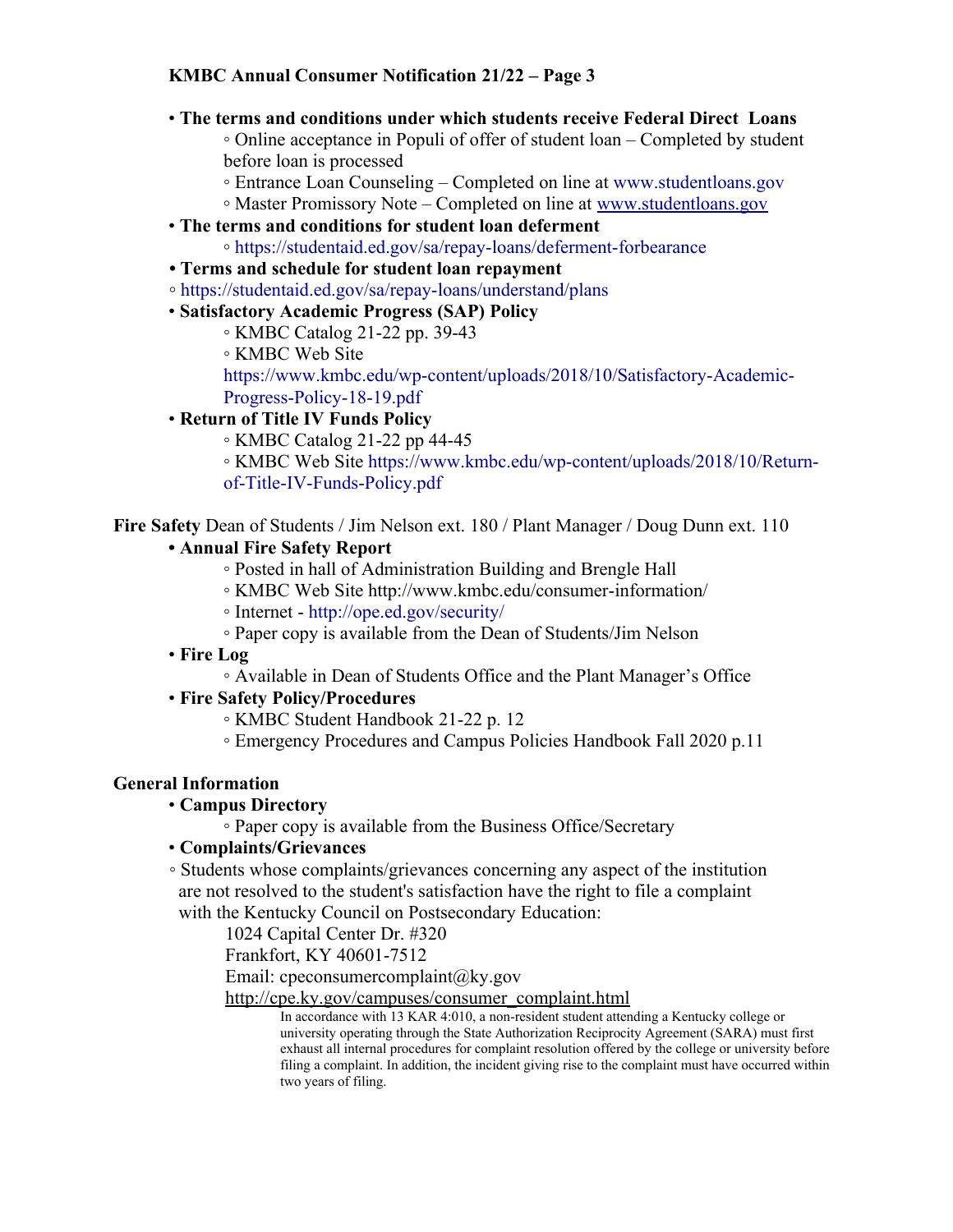- **The terms and conditions under which students receive Federal Direct Loans**
  - Online acceptance in Populi of offer of student loan – Completed by student before loan is processed
  - Entrance Loan Counseling – Completed on line at www.studentloans.gov
  - Master Promissory Note – Completed on line at www.studentloans.gov
- **The terms and conditions for student loan deferment**
  - https://studentaid.ed.gov/sa/repay-loans/deferment-forbearance
- **Terms and schedule for student loan repayment**
  - https://studentaid.ed.gov/sa/repay-loans/understand/plans
- **Satisfactory Academic Progress (SAP) Policy**
  - KMBC Catalog 21-22 pp. 39-43
  - KMBC Web Site https://www.kmbc.edu/wp-content/uploads/2018/10/Satisfactory-Academic-Progress-Policy-18-19.pdf
- **Return of Title IV Funds Policy**
  - KMBC Catalog 21-22 pp 44-45
  - KMBC Web Site https://www.kmbc.edu/wp-content/uploads/2018/10/Return-of-Title-IV-Funds-Policy.pdf

**Fire Safety** Dean of Students / Jim Nelson ext. 180 / Plant Manager / Doug Dunn ext. 110

- **Annual Fire Safety Report**
  - Posted in hall of Administration Building and Brengle Hall
  - KMBC Web Site http://www.kmbc.edu/consumer-information/
  - Internet - http://ope.ed.gov/security/
  - Paper copy is available from the Dean of Students/Jim Nelson
- **Fire Log**
  - Available in Dean of Students Office and the Plant Manager's Office
- **Fire Safety Policy/Procedures**
  - KMBC Student Handbook 21-22 p. 12
  - Emergency Procedures and Campus Policies Handbook Fall 2020 p.11

**General Information**

- **Campus Directory**
  - Paper copy is available from the Business Office/Secretary
- **Complaints/Grievances**
  - Students whose complaints/grievances concerning any aspect of the institution are not resolved to the student's satisfaction have the right to file a complaint with the Kentucky Council on Postsecondary Education:

    1024 Capital Center Dr. #320
    Frankfort, KY 40601-7512
    Email: cpeconsumercomplaint@ky.gov
    http://cpe.ky.gov/campuses/consumer_complaint.html

    In accordance with 13 KAR 4:010, a non-resident student attending a Kentucky college or university operating through the State Authorization Reciprocity Agreement (SARA) must first exhaust all internal procedures for complaint resolution offered by the college or university before filing a complaint. In addition, the incident giving rise to the complaint must have occurred within two years of filing.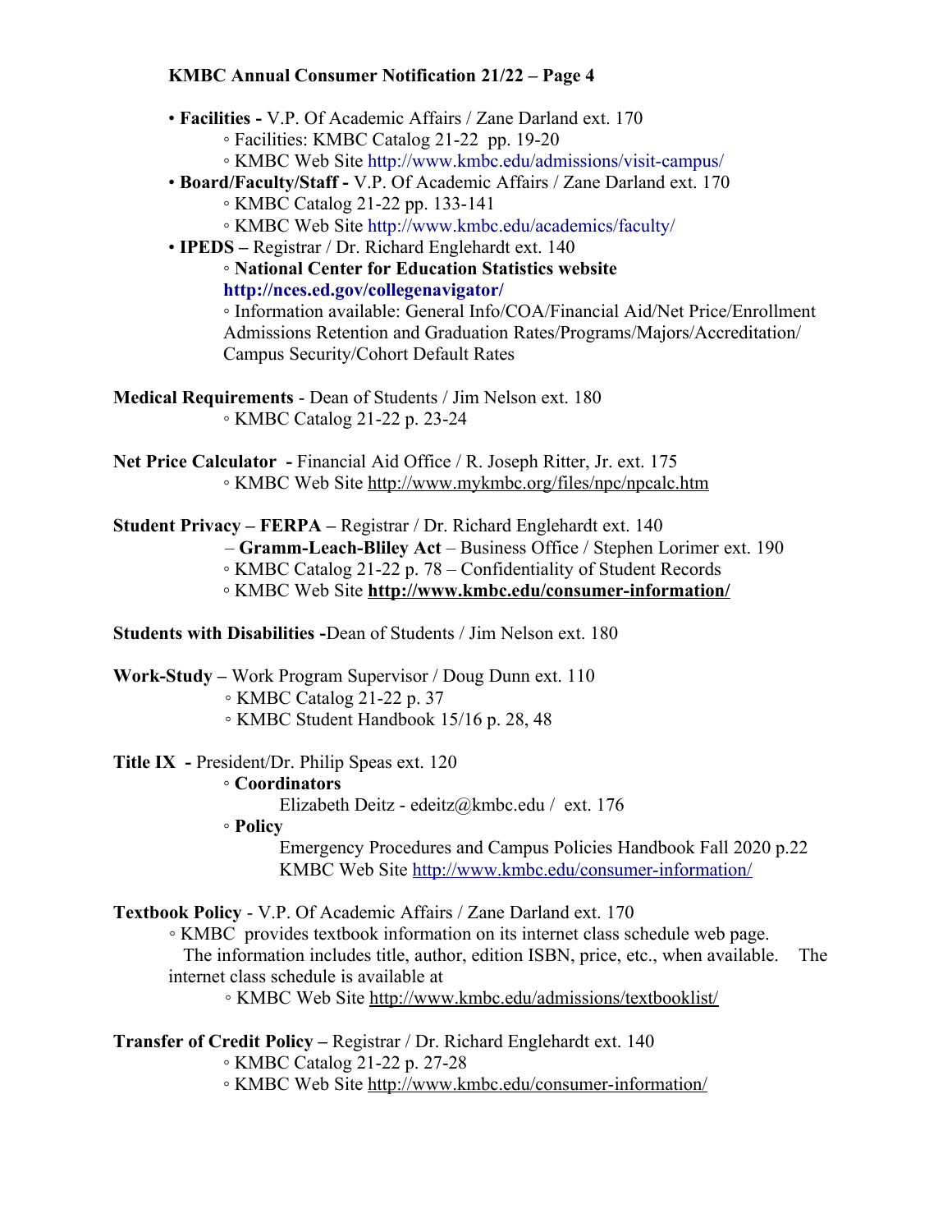**KMBC Annual Consumer Notification 21/22 – Page 4**

- **Facilities -** V.P. Of Academic Affairs / Zane Darland ext. 170
  - Facilities: KMBC Catalog 21-22 pp. 19-20
  - KMBC Web Site http://www.kmbc.edu/admissions/visit-campus/
- **Board/Faculty/Staff -** V.P. Of Academic Affairs / Zane Darland ext. 170
  - KMBC Catalog 21-22 pp. 133-141
  - KMBC Web Site http://www.kmbc.edu/academics/faculty/
- **IPEDS –** Registrar / Dr. Richard Englehardt ext. 140
  - **National Center for Education Statistics website** **http://nces.ed.gov/collegenavigator/**
  - Information available: General Info/COA/Financial Aid/Net Price/Enrollment Admissions Retention and Graduation Rates/Programs/Majors/Accreditation/ Campus Security/Cohort Default Rates

**Medical Requirements** - Dean of Students / Jim Nelson ext. 180
- KMBC Catalog 21-22 p. 23-24

**Net Price Calculator -** Financial Aid Office / R. Joseph Ritter, Jr. ext. 175
- KMBC Web Site http://www.mykmbc.org/files/npc/npcalc.htm

**Student Privacy – FERPA –** Registrar / Dr. Richard Englehardt ext. 140
– **Gramm-Leach-Bliley Act** – Business Office / Stephen Lorimer ext. 190
- KMBC Catalog 21-22 p. 78 – Confidentiality of Student Records
- KMBC Web Site **http://www.kmbc.edu/consumer-information/**

**Students with Disabilities -**Dean of Students / Jim Nelson ext. 180

**Work-Study –** Work Program Supervisor / Doug Dunn ext. 110
- KMBC Catalog 21-22 p. 37
- KMBC Student Handbook 15/16 p. 28, 48

**Title IX -** President/Dr. Philip Speas ext. 120
- **Coordinators**
  - Elizabeth Deitz - edeitz@kmbc.edu / ext. 176
- **Policy**
  - Emergency Procedures and Campus Policies Handbook Fall 2020 p.22
  - KMBC Web Site http://www.kmbc.edu/consumer-information/

**Textbook Policy** - V.P. Of Academic Affairs / Zane Darland ext. 170
- KMBC provides textbook information on its internet class schedule web page. The information includes title, author, edition ISBN, price, etc., when available. The internet class schedule is available at
  - KMBC Web Site http://www.kmbc.edu/admissions/textbooklist/

**Transfer of Credit Policy –** Registrar / Dr. Richard Englehardt ext. 140
- KMBC Catalog 21-22 p. 27-28
- KMBC Web Site http://www.kmbc.edu/consumer-information/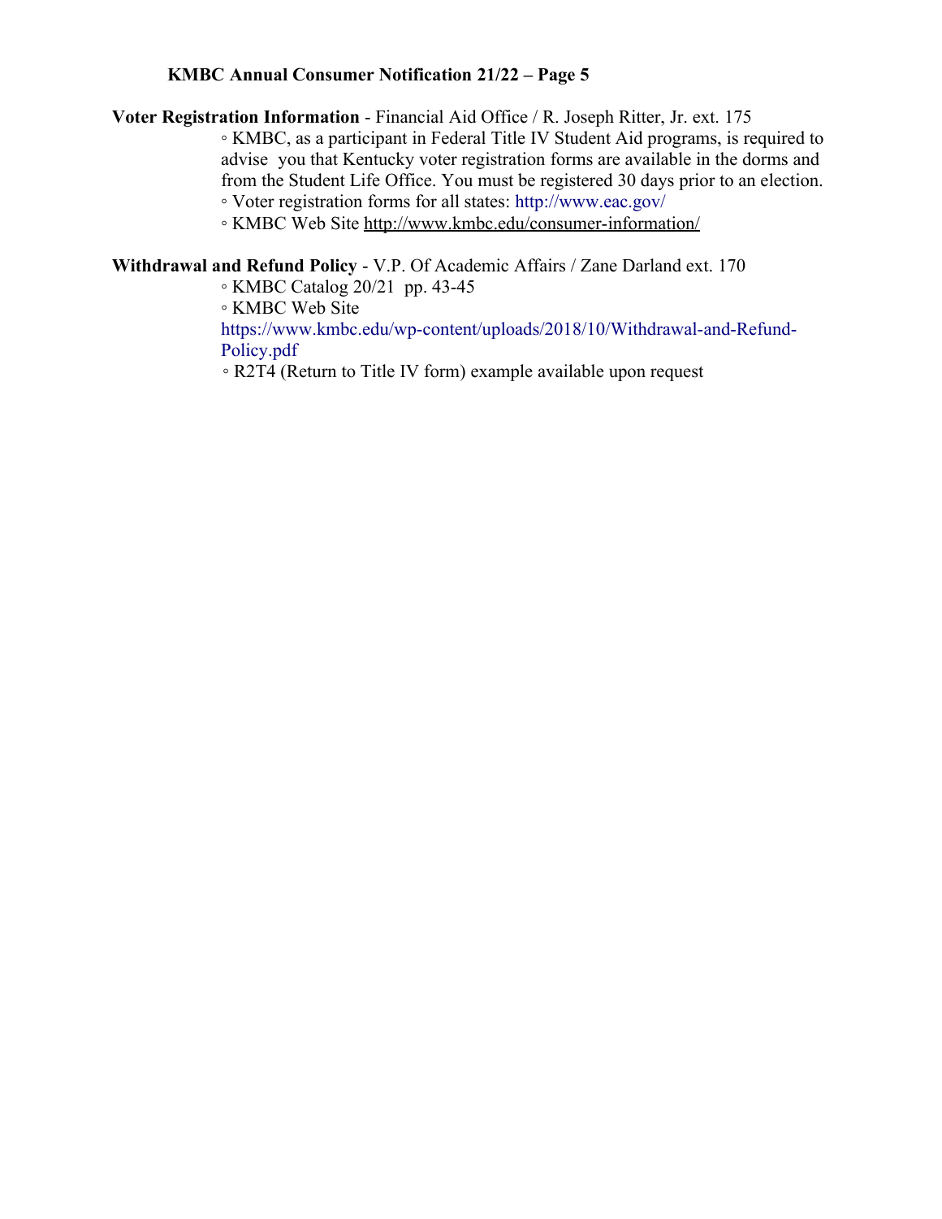**Voter Registration Information** - Financial Aid Office / R. Joseph Ritter, Jr. ext. 175

- KMBC, as a participant in Federal Title IV Student Aid programs, is required to advise you that Kentucky voter registration forms are available in the dorms and from the Student Life Office. You must be registered 30 days prior to an election.
- Voter registration forms for all states: http://www.eac.gov/
- KMBC Web Site http://www.kmbc.edu/consumer-information/

**Withdrawal and Refund Policy** - V.P. Of Academic Affairs / Zane Darland ext. 170

- KMBC Catalog 20/21 pp. 43-45
- KMBC Web Site https://www.kmbc.edu/wp-content/uploads/2018/10/Withdrawal-and-Refund-Policy.pdf
- R2T4 (Return to Title IV form) example available upon request